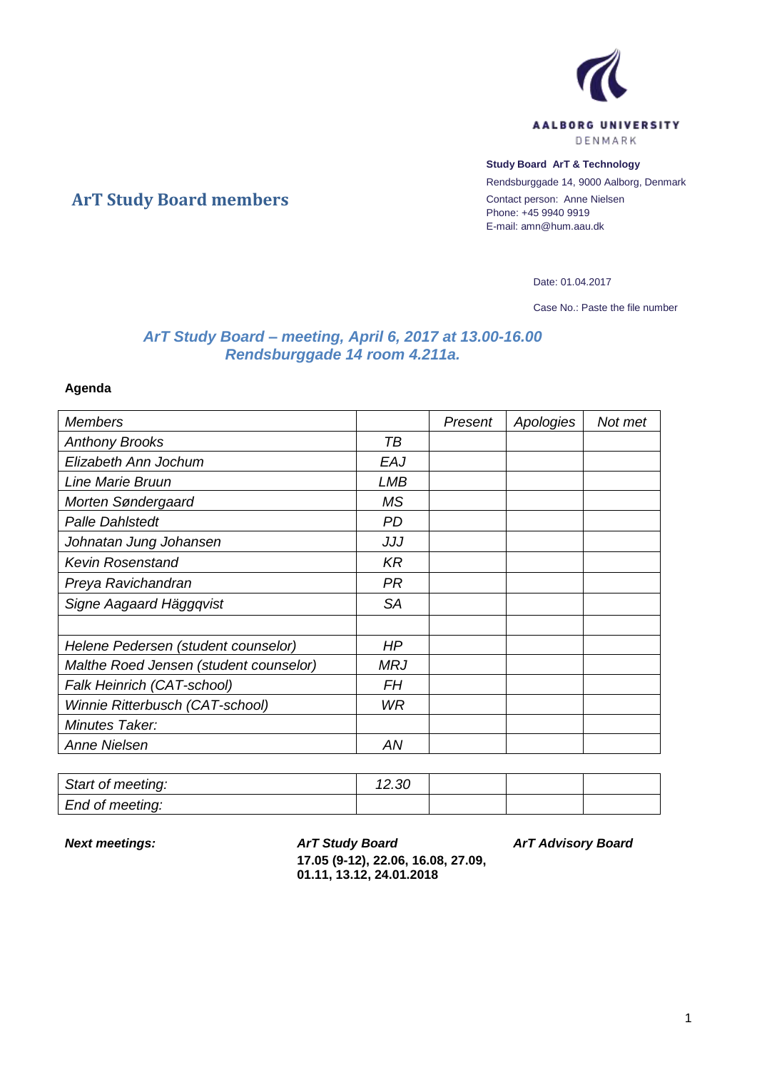AALBORG UNIVERSITY
DENMARK

**Study Board ArT & Technology**
Rendsburggade 14, 9000 Aalborg, Denmark
Contact person: Anne Nielsen
Phone: +45 9940 9919
E-mail: amn@hum.aau.dk

## ArT Study Board members

Date: 01.04.2017

Case No.: Paste the file number

### *ArT Study Board – meeting, April 6, 2017 at 13.00-16.00*
### *Rendsburggade 14 room 4.211a.*

**Agenda**

| *Members* | | *Present* | *Apologies* | *Not met* |
|---|---|---|---|---|
| *Anthony Brooks* | *TB* | | | |
| *Elizabeth Ann Jochum* | *EAJ* | | | |
| *Line Marie Bruun* | *LMB* | | | |
| *Morten Søndergaard* | *MS* | | | |
| *Palle Dahlstedt* | *PD* | | | |
| *Johnatan Jung Johansen* | *JJJ* | | | |
| *Kevin Rosenstand* | *KR* | | | |
| *Preya Ravichandran* | *PR* | | | |
| *Signe Aagaard Häggqvist* | *SA* | | | |
| | | | | |
| *Helene Pedersen (student counselor)* | *HP* | | | |
| *Malthe Roed Jensen (student counselor)* | *MRJ* | | | |
| *Falk Heinrich (CAT-school)* | *FH* | | | |
| *Winnie Ritterbusch (CAT-school)* | *WR* | | | |
| *Minutes Taker:* | | | | |
| *Anne Nielsen* | *AN* | | | |

| *Start of meeting:* | *12.30* | | | |
|---|---|---|---|---|
| *End of meeting:* | | | | |

***Next meetings:***

***ArT Study Board***
**17.05 (9-12), 22.06, 16.08, 27.09, 01.11, 13.12, 24.01.2018**

***ArT Advisory Board***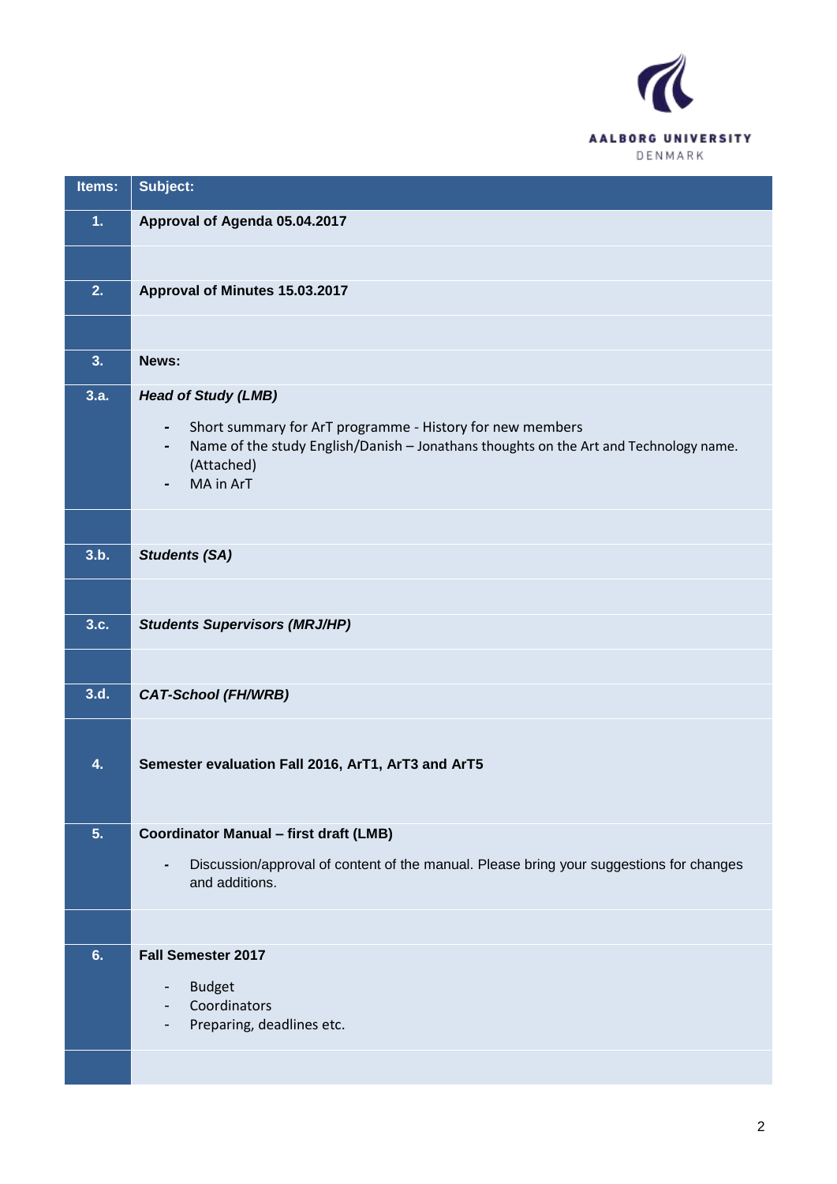| Items: | Subject: |
|---|---|
| 1. | **Approval of Agenda 05.04.2017** |
| | |
| 2. | **Approval of Minutes 15.03.2017** |
| | |
| 3. | **News:** |
| 3.a. | ***Head of Study (LMB)***<br>- Short summary for ArT programme - History for new members<br>- Name of the study English/Danish – Jonathans thoughts on the Art and Technology name. (Attached)<br>- MA in ArT |
| | |
| 3.b. | ***Students (SA)*** |
| | |
| 3.c. | ***Students Supervisors (MRJ/HP)*** |
| | |
| 3.d. | ***CAT-School (FH/WRB)*** |
| 4. | **Semester evaluation Fall 2016, ArT1, ArT3 and ArT5** |
| 5. | **Coordinator Manual – first draft (LMB)**<br>- Discussion/approval of content of the manual. Please bring your suggestions for changes and additions. |
| | |
| 6. | **Fall Semester 2017**<br>- Budget<br>- Coordinators<br>- Preparing, deadlines etc. |
| | |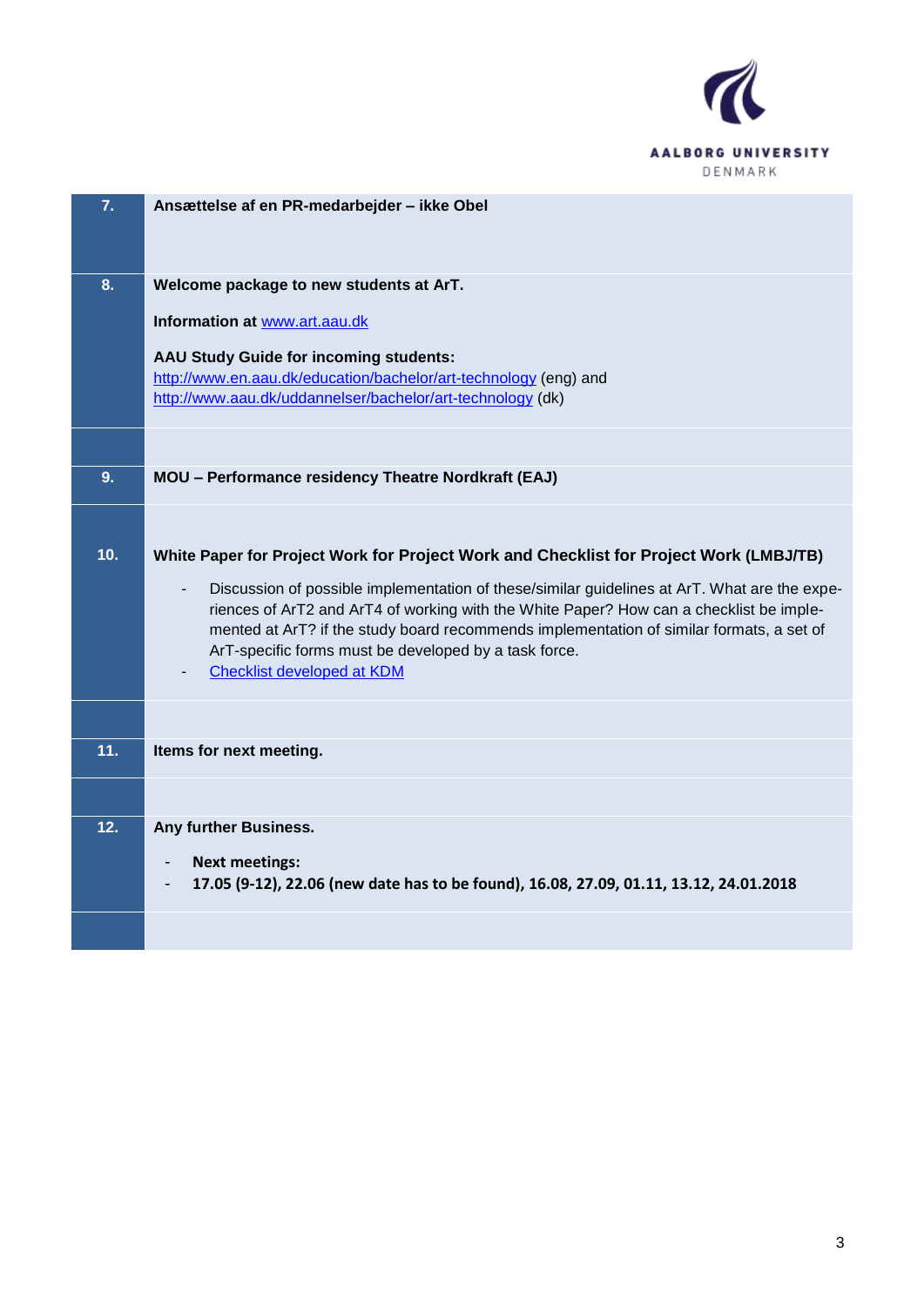| | |
|---|---|
| **7.** | **Ansættelse af en PR-medarbejder – ikke Obel** |
| **8.** | **Welcome package to new students at ArT.**<br><br>**Information at** www.art.aau.dk<br><br>**AAU Study Guide for incoming students:**<br>http://www.en.aau.dk/education/bachelor/art-technology (eng) and<br>http://www.aau.dk/uddannelser/bachelor/art-technology (dk) |
| | |
| **9.** | **MOU – Performance residency Theatre Nordkraft (EAJ)** |
| | |
| **10.** | **White Paper for Project Work for Project Work and Checklist for Project Work (LMBJ/TB)**<br><br>- Discussion of possible implementation of these/similar guidelines at ArT. What are the experiences of ArT2 and ArT4 of working with the White Paper? How can a checklist be implemented at ArT? if the study board recommends implementation of similar formats, a set of ArT-specific forms must be developed by a task force.<br>- Checklist developed at KDM |
| | |
| **11.** | **Items for next meeting.** |
| | |
| **12.** | **Any further Business.**<br><br>- **Next meetings:**<br>- **17.05 (9-12), 22.06 (new date has to be found), 16.08, 27.09, 01.11, 13.12, 24.01.2018** |
| | |